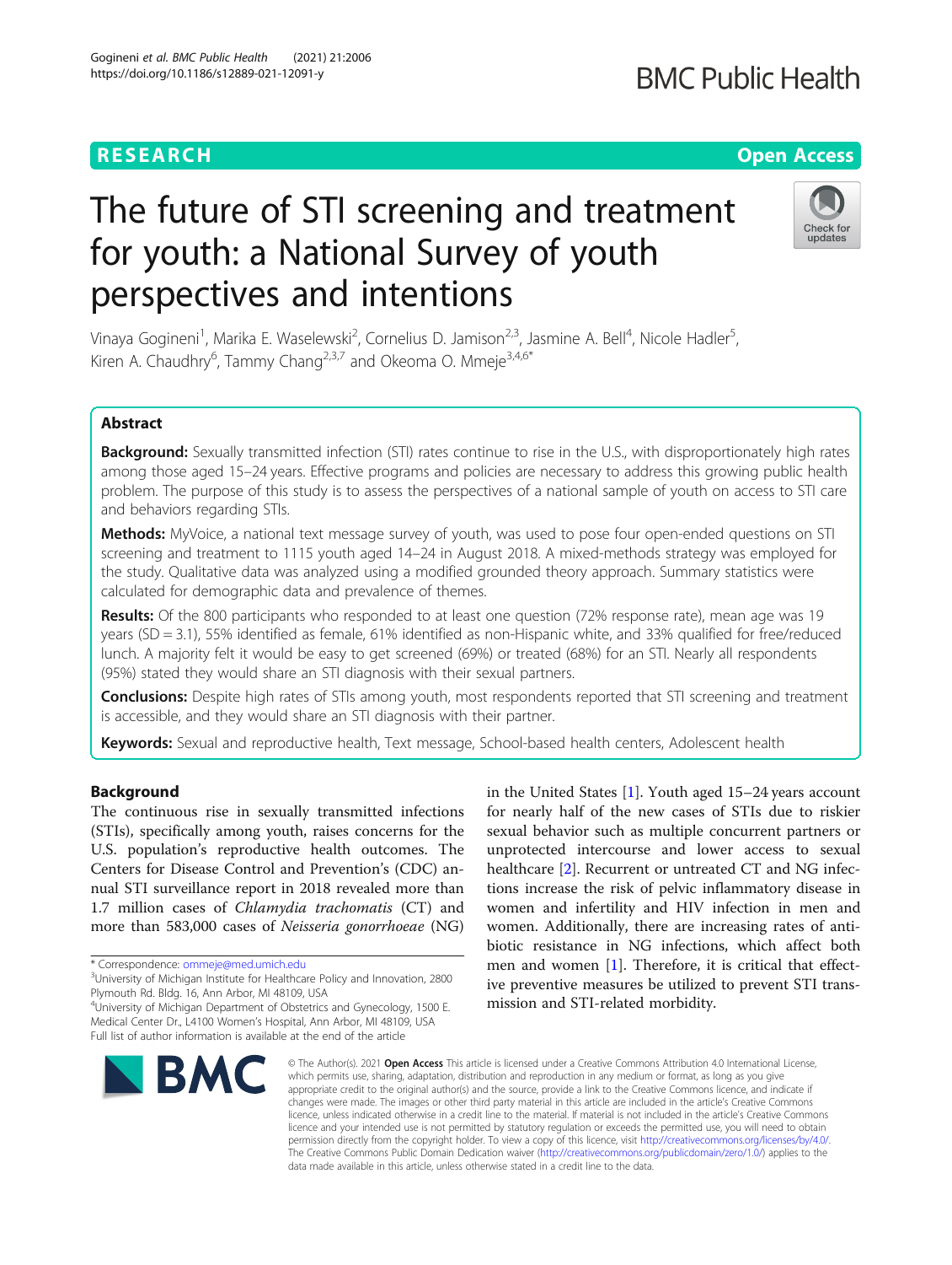RESEARCH

Open Access

# The future of STI screening and treatment for youth: a National Survey of youth perspectives and intentions

Vinaya Gogineni[1], Marika E. Waselewski[2], Cornelius D. Jamison[2,3], Jasmine A. Bell[4], Nicole Hadler[5], Kiren A. Chaudhry[6], Tammy Chang[2,3,7] and Okeoma O. Mmeje[3,4,6*]

## Abstract

**Background:** Sexually transmitted infection (STI) rates continue to rise in the U.S., with disproportionately high rates among those aged 15–24 years. Effective programs and policies are necessary to address this growing public health problem. The purpose of this study is to assess the perspectives of a national sample of youth on access to STI care and behaviors regarding STIs.

**Methods:** MyVoice, a national text message survey of youth, was used to pose four open-ended questions on STI screening and treatment to 1115 youth aged 14–24 in August 2018. A mixed-methods strategy was employed for the study. Qualitative data was analyzed using a modified grounded theory approach. Summary statistics were calculated for demographic data and prevalence of themes.

**Results:** Of the 800 participants who responded to at least one question (72% response rate), mean age was 19 years (SD = 3.1), 55% identified as female, 61% identified as non-Hispanic white, and 33% qualified for free/reduced lunch. A majority felt it would be easy to get screened (69%) or treated (68%) for an STI. Nearly all respondents (95%) stated they would share an STI diagnosis with their sexual partners.

**Conclusions:** Despite high rates of STIs among youth, most respondents reported that STI screening and treatment is accessible, and they would share an STI diagnosis with their partner.

**Keywords:** Sexual and reproductive health, Text message, School-based health centers, Adolescent health

## Background

The continuous rise in sexually transmitted infections (STIs), specifically among youth, raises concerns for the U.S. population's reproductive health outcomes. The Centers for Disease Control and Prevention's (CDC) annual STI surveillance report in 2018 revealed more than 1.7 million cases of *Chlamydia trachomatis* (CT) and more than 583,000 cases of *Neisseria gonorrhoeae* (NG) in the United States [1]. Youth aged 15–24 years account for nearly half of the new cases of STIs due to riskier sexual behavior such as multiple concurrent partners or unprotected intercourse and lower access to sexual healthcare [2]. Recurrent or untreated CT and NG infections increase the risk of pelvic inflammatory disease in women and infertility and HIV infection in men and women. Additionally, there are increasing rates of antibiotic resistance in NG infections, which affect both men and women [1]. Therefore, it is critical that effective preventive measures be utilized to prevent STI transmission and STI-related morbidity.

* Correspondence: ommeje@med.umich.edu
[3]University of Michigan Institute for Healthcare Policy and Innovation, 2800 Plymouth Rd. Bldg. 16, Ann Arbor, MI 48109, USA
[4]University of Michigan Department of Obstetrics and Gynecology, 1500 E. Medical Center Dr., L4100 Women's Hospital, Ann Arbor, MI 48109, USA
Full list of author information is available at the end of the article

© The Author(s). 2021 **Open Access** This article is licensed under a Creative Commons Attribution 4.0 International License, which permits use, sharing, adaptation, distribution and reproduction in any medium or format, as long as you give appropriate credit to the original author(s) and the source, provide a link to the Creative Commons licence, and indicate if changes were made. The images or other third party material in this article are included in the article's Creative Commons licence, unless indicated otherwise in a credit line to the material. If material is not included in the article's Creative Commons licence and your intended use is not permitted by statutory regulation or exceeds the permitted use, you will need to obtain permission directly from the copyright holder. To view a copy of this licence, visit http://creativecommons.org/licenses/by/4.0/. The Creative Commons Public Domain Dedication waiver (http://creativecommons.org/publicdomain/zero/1.0/) applies to the data made available in this article, unless otherwise stated in a credit line to the data.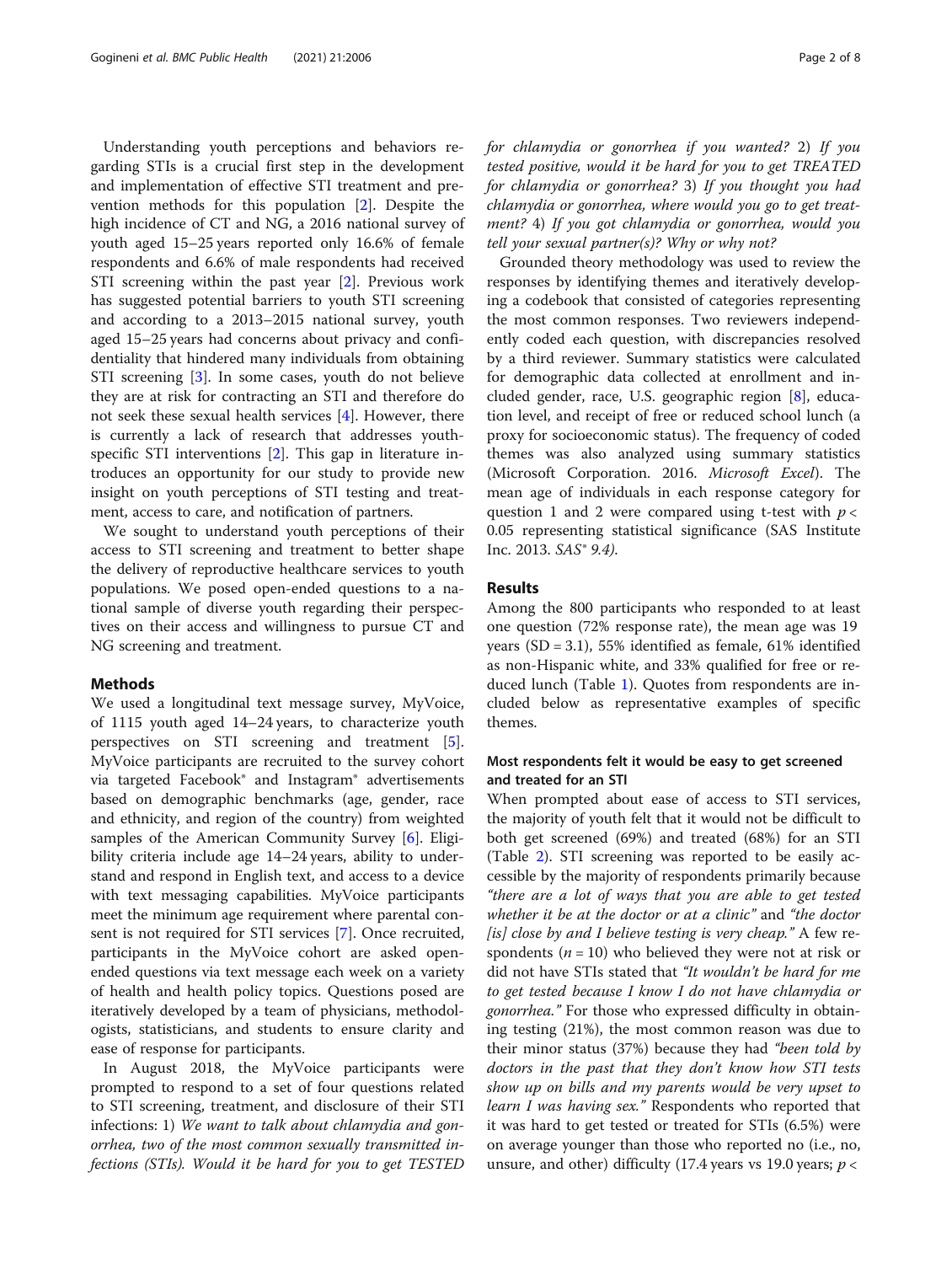Understanding youth perceptions and behaviors regarding STIs is a crucial first step in the development and implementation of effective STI treatment and prevention methods for this population [2]. Despite the high incidence of CT and NG, a 2016 national survey of youth aged 15–25 years reported only 16.6% of female respondents and 6.6% of male respondents had received STI screening within the past year [2]. Previous work has suggested potential barriers to youth STI screening and according to a 2013–2015 national survey, youth aged 15–25 years had concerns about privacy and confidentiality that hindered many individuals from obtaining STI screening [3]. In some cases, youth do not believe they are at risk for contracting an STI and therefore do not seek these sexual health services [4]. However, there is currently a lack of research that addresses youth-specific STI interventions [2]. This gap in literature introduces an opportunity for our study to provide new insight on youth perceptions of STI testing and treatment, access to care, and notification of partners.

We sought to understand youth perceptions of their access to STI screening and treatment to better shape the delivery of reproductive healthcare services to youth populations. We posed open-ended questions to a national sample of diverse youth regarding their perspectives on their access and willingness to pursue CT and NG screening and treatment.

## Methods

We used a longitudinal text message survey, MyVoice, of 1115 youth aged 14–24 years, to characterize youth perspectives on STI screening and treatment [5]. MyVoice participants are recruited to the survey cohort via targeted Facebook® and Instagram® advertisements based on demographic benchmarks (age, gender, race and ethnicity, and region of the country) from weighted samples of the American Community Survey [6]. Eligibility criteria include age 14–24 years, ability to understand and respond in English text, and access to a device with text messaging capabilities. MyVoice participants meet the minimum age requirement where parental consent is not required for STI services [7]. Once recruited, participants in the MyVoice cohort are asked open-ended questions via text message each week on a variety of health and health policy topics. Questions posed are iteratively developed by a team of physicians, methodologists, statisticians, and students to ensure clarity and ease of response for participants.

In August 2018, the MyVoice participants were prompted to respond to a set of four questions related to STI screening, treatment, and disclosure of their STI infections: 1) *We want to talk about chlamydia and gonorrhea, two of the most common sexually transmitted infections (STIs). Would it be hard for you to get TESTED for chlamydia or gonorrhea if you wanted?* 2) *If you tested positive, would it be hard for you to get TREATED for chlamydia or gonorrhea?* 3) *If you thought you had chlamydia or gonorrhea, where would you go to get treatment?* 4) *If you got chlamydia or gonorrhea, would you tell your sexual partner(s)? Why or why not?*

Grounded theory methodology was used to review the responses by identifying themes and iteratively developing a codebook that consisted of categories representing the most common responses. Two reviewers independently coded each question, with discrepancies resolved by a third reviewer. Summary statistics were calculated for demographic data collected at enrollment and included gender, race, U.S. geographic region [8], education level, and receipt of free or reduced school lunch (a proxy for socioeconomic status). The frequency of coded themes was also analyzed using summary statistics (Microsoft Corporation. 2016. *Microsoft Excel*). The mean age of individuals in each response category for question 1 and 2 were compared using t-test with $p < 0.05$ representing statistical significance (SAS Institute Inc. 2013. *SAS® 9.4)*.

## Results

Among the 800 participants who responded to at least one question (72% response rate), the mean age was 19 years (SD = 3.1), 55% identified as female, 61% identified as non-Hispanic white, and 33% qualified for free or reduced lunch (Table 1). Quotes from respondents are included below as representative examples of specific themes.

### Most respondents felt it would be easy to get screened and treated for an STI

When prompted about ease of access to STI services, the majority of youth felt that it would not be difficult to both get screened (69%) and treated (68%) for an STI (Table 2). STI screening was reported to be easily accessible by the majority of respondents primarily because *"there are a lot of ways that you are able to get tested whether it be at the doctor or at a clinic"* and *"the doctor [is] close by and I believe testing is very cheap."* A few respondents ($n = 10$) who believed they were not at risk or did not have STIs stated that *"It wouldn't be hard for me to get tested because I know I do not have chlamydia or gonorrhea."* For those who expressed difficulty in obtaining testing (21%), the most common reason was due to their minor status (37%) because they had *"been told by doctors in the past that they don't know how STI tests show up on bills and my parents would be very upset to learn I was having sex."* Respondents who reported that it was hard to get tested or treated for STIs (6.5%) were on average younger than those who reported no (i.e., no, unsure, and other) difficulty (17.4 years vs 19.0 years; $p <$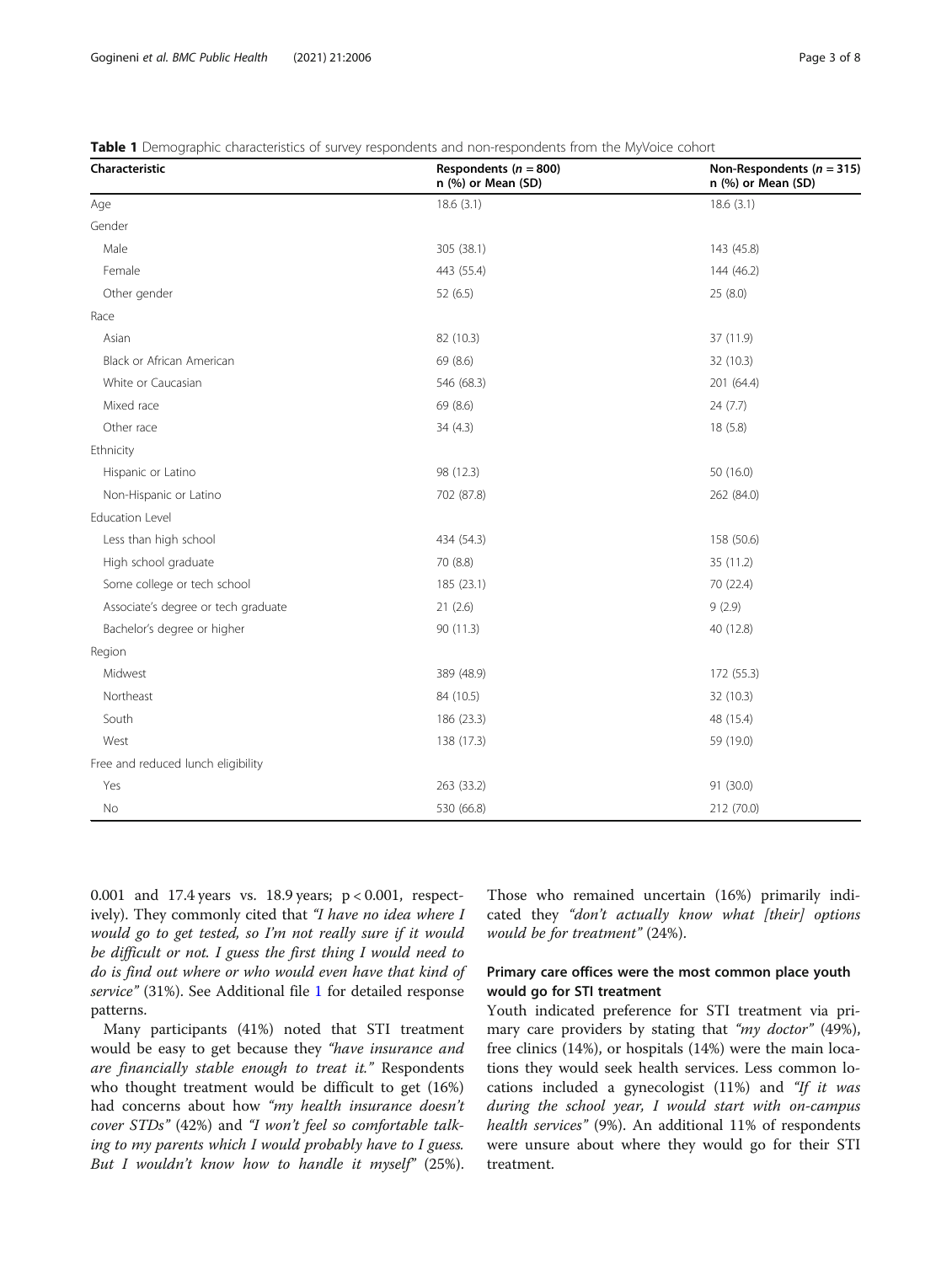**Table 1** Demographic characteristics of survey respondents and non-respondents from the MyVoice cohort

| Characteristic | Respondents ($n$ = 800) n (%) or Mean (SD) | Non-Respondents ($n$ = 315) n (%) or Mean (SD) |
|---|---|---|
| Age | 18.6 (3.1) | 18.6 (3.1) |
| Gender | | |
| Male | 305 (38.1) | 143 (45.8) |
| Female | 443 (55.4) | 144 (46.2) |
| Other gender | 52 (6.5) | 25 (8.0) |
| Race | | |
| Asian | 82 (10.3) | 37 (11.9) |
| Black or African American | 69 (8.6) | 32 (10.3) |
| White or Caucasian | 546 (68.3) | 201 (64.4) |
| Mixed race | 69 (8.6) | 24 (7.7) |
| Other race | 34 (4.3) | 18 (5.8) |
| Ethnicity | | |
| Hispanic or Latino | 98 (12.3) | 50 (16.0) |
| Non-Hispanic or Latino | 702 (87.8) | 262 (84.0) |
| Education Level | | |
| Less than high school | 434 (54.3) | 158 (50.6) |
| High school graduate | 70 (8.8) | 35 (11.2) |
| Some college or tech school | 185 (23.1) | 70 (22.4) |
| Associate's degree or tech graduate | 21 (2.6) | 9 (2.9) |
| Bachelor's degree or higher | 90 (11.3) | 40 (12.8) |
| Region | | |
| Midwest | 389 (48.9) | 172 (55.3) |
| Northeast | 84 (10.5) | 32 (10.3) |
| South | 186 (23.3) | 48 (15.4) |
| West | 138 (17.3) | 59 (19.0) |
| Free and reduced lunch eligibility | | |
| Yes | 263 (33.2) | 91 (30.0) |
| No | 530 (66.8) | 212 (70.0) |

0.001 and 17.4 years vs. 18.9 years; $p < 0.001$, respectively). They commonly cited that *"I have no idea where I would go to get tested, so I'm not really sure if it would be difficult or not. I guess the first thing I would need to do is find out where or who would even have that kind of service"* (31%). See Additional file 1 for detailed response patterns.

Many participants (41%) noted that STI treatment would be easy to get because they *"have insurance and are financially stable enough to treat it."* Respondents who thought treatment would be difficult to get (16%) had concerns about how *"my health insurance doesn't cover STDs"* (42%) and *"I won't feel so comfortable talking to my parents which I would probably have to I guess. But I wouldn't know how to handle it myself"* (25%). Those who remained uncertain (16%) primarily indicated they *"don't actually know what [their] options would be for treatment"* (24%).

### Primary care offices were the most common place youth would go for STI treatment

Youth indicated preference for STI treatment via primary care providers by stating that *"my doctor"* (49%), free clinics (14%), or hospitals (14%) were the main locations they would seek health services. Less common locations included a gynecologist (11%) and *"If it was during the school year, I would start with on-campus health services"* (9%). An additional 11% of respondents were unsure about where they would go for their STI treatment.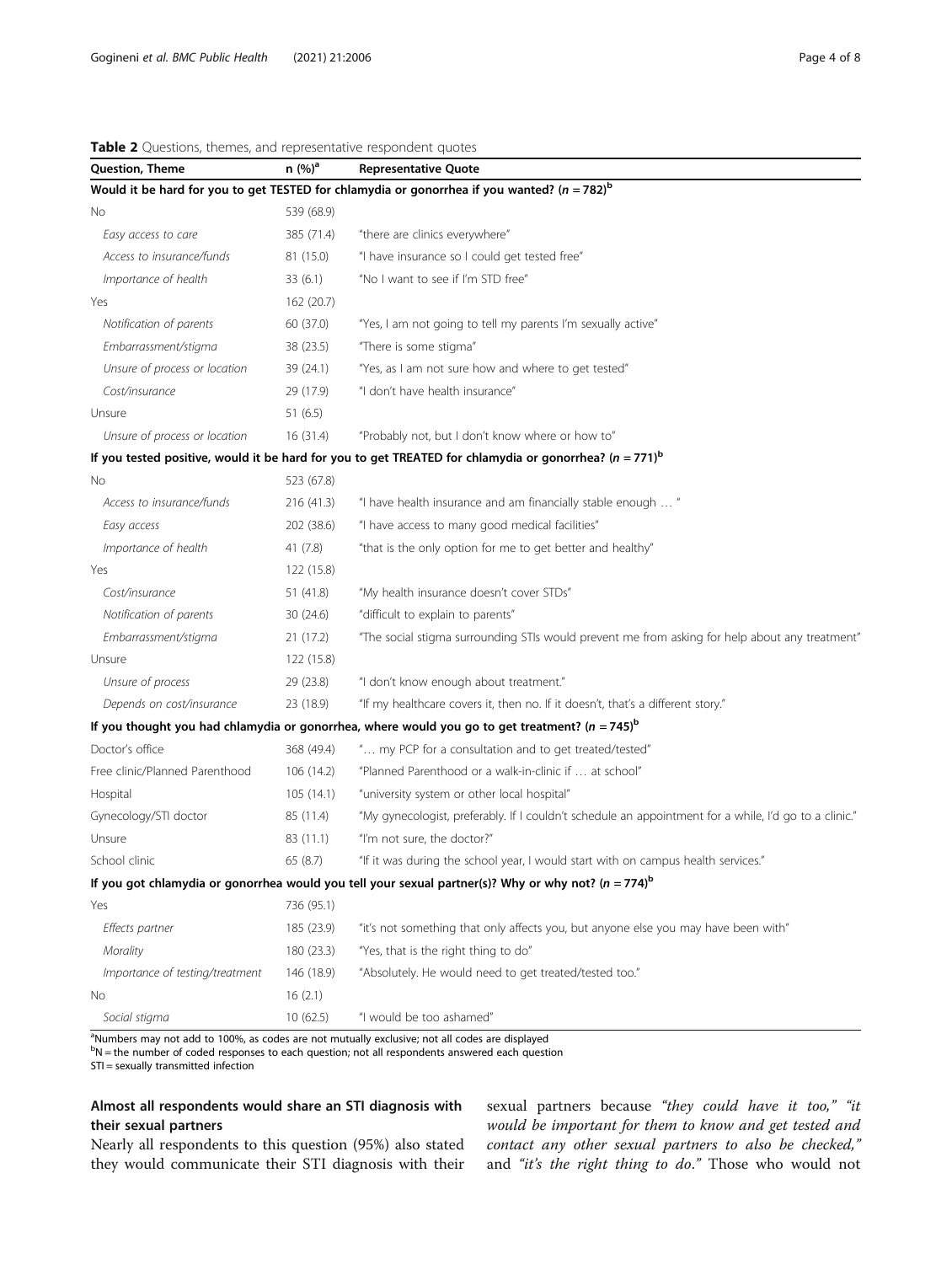**Table 2** Questions, themes, and representative respondent quotes

| Question, Theme | n (%)[a] | Representative Quote |
|---|---|---|
| **Would it be hard for you to get TESTED for chlamydia or gonorrhea if you wanted? (*n* = 782)[b]** | | |
| No | 539 (68.9) | |
| *Easy access to care* | 385 (71.4) | "there are clinics everywhere" |
| *Access to insurance/funds* | 81 (15.0) | "I have insurance so I could get tested free" |
| *Importance of health* | 33 (6.1) | "No I want to see if I'm STD free" |
| Yes | 162 (20.7) | |
| *Notification of parents* | 60 (37.0) | "Yes, I am not going to tell my parents I'm sexually active" |
| *Embarrassment/stigma* | 38 (23.5) | "There is some stigma" |
| *Unsure of process or location* | 39 (24.1) | "Yes, as I am not sure how and where to get tested" |
| *Cost/insurance* | 29 (17.9) | "I don't have health insurance" |
| Unsure | 51 (6.5) | |
| *Unsure of process or location* | 16 (31.4) | "Probably not, but I don't know where or how to" |
| **If you tested positive, would it be hard for you to get TREATED for chlamydia or gonorrhea? (*n* = 771)[b]** | | |
| No | 523 (67.8) | |
| *Access to insurance/funds* | 216 (41.3) | "I have health insurance and am financially stable enough … " |
| *Easy access* | 202 (38.6) | "I have access to many good medical facilities" |
| *Importance of health* | 41 (7.8) | "that is the only option for me to get better and healthy" |
| Yes | 122 (15.8) | |
| *Cost/insurance* | 51 (41.8) | "My health insurance doesn't cover STDs" |
| *Notification of parents* | 30 (24.6) | "difficult to explain to parents" |
| *Embarrassment/stigma* | 21 (17.2) | "The social stigma surrounding STIs would prevent me from asking for help about any treatment" |
| Unsure | 122 (15.8) | |
| *Unsure of process* | 29 (23.8) | "I don't know enough about treatment." |
| *Depends on cost/insurance* | 23 (18.9) | "If my healthcare covers it, then no. If it doesn't, that's a different story." |
| **If you thought you had chlamydia or gonorrhea, where would you go to get treatment? (*n* = 745)[b]** | | |
| Doctor's office | 368 (49.4) | "… my PCP for a consultation and to get treated/tested" |
| Free clinic/Planned Parenthood | 106 (14.2) | "Planned Parenthood or a walk-in-clinic if … at school" |
| Hospital | 105 (14.1) | "university system or other local hospital" |
| Gynecology/STI doctor | 85 (11.4) | "My gynecologist, preferably. If I couldn't schedule an appointment for a while, I'd go to a clinic." |
| Unsure | 83 (11.1) | "I'm not sure, the doctor?" |
| School clinic | 65 (8.7) | "If it was during the school year, I would start with on campus health services." |
| **If you got chlamydia or gonorrhea would you tell your sexual partner(s)? Why or why not? (*n* = 774)[b]** | | |
| Yes | 736 (95.1) | |
| *Effects partner* | 185 (23.9) | "it's not something that only affects you, but anyone else you may have been with" |
| *Morality* | 180 (23.3) | "Yes, that is the right thing to do" |
| *Importance of testing/treatment* | 146 (18.9) | "Absolutely. He would need to get treated/tested too." |
| No | 16 (2.1) | |
| *Social stigma* | 10 (62.5) | "I would be too ashamed" |

[a]Numbers may not add to 100%, as codes are not mutually exclusive; not all codes are displayed
[b]N = the number of coded responses to each question; not all respondents answered each question
STI = sexually transmitted infection

## Almost all respondents would share an STI diagnosis with their sexual partners

Nearly all respondents to this question (95%) also stated they would communicate their STI diagnosis with their sexual partners because *"they could have it too," "it would be important for them to know and get tested and contact any other sexual partners to also be checked,"* and *"it's the right thing to do."* Those who would not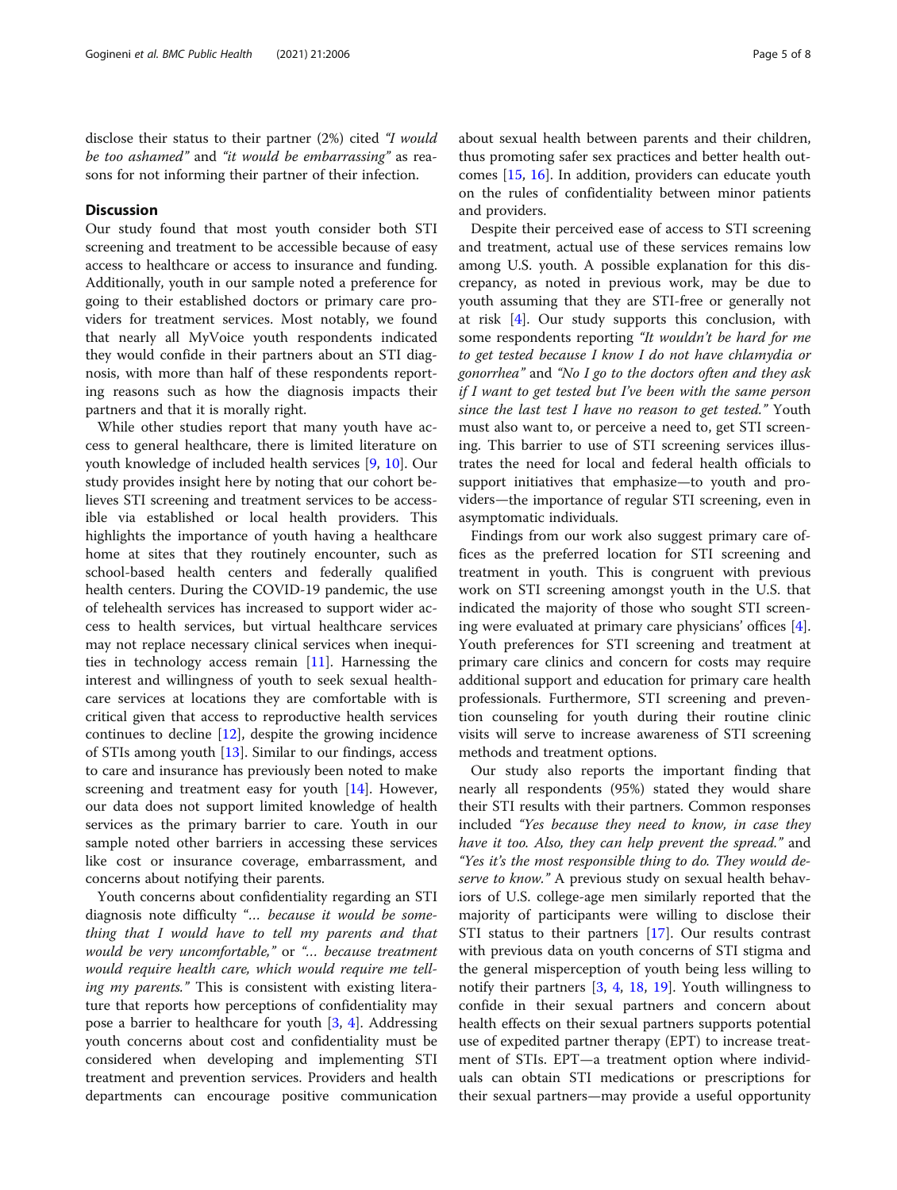disclose their status to their partner (2%) cited *"I would be too ashamed"* and *"it would be embarrassing"* as reasons for not informing their partner of their infection.

## Discussion

Our study found that most youth consider both STI screening and treatment to be accessible because of easy access to healthcare or access to insurance and funding. Additionally, youth in our sample noted a preference for going to their established doctors or primary care providers for treatment services. Most notably, we found that nearly all MyVoice youth respondents indicated they would confide in their partners about an STI diagnosis, with more than half of these respondents reporting reasons such as how the diagnosis impacts their partners and that it is morally right.

While other studies report that many youth have access to general healthcare, there is limited literature on youth knowledge of included health services [9, 10]. Our study provides insight here by noting that our cohort believes STI screening and treatment services to be accessible via established or local health providers. This highlights the importance of youth having a healthcare home at sites that they routinely encounter, such as school-based health centers and federally qualified health centers. During the COVID-19 pandemic, the use of telehealth services has increased to support wider access to health services, but virtual healthcare services may not replace necessary clinical services when inequities in technology access remain [11]. Harnessing the interest and willingness of youth to seek sexual healthcare services at locations they are comfortable with is critical given that access to reproductive health services continues to decline [12], despite the growing incidence of STIs among youth [13]. Similar to our findings, access to care and insurance has previously been noted to make screening and treatment easy for youth [14]. However, our data does not support limited knowledge of health services as the primary barrier to care. Youth in our sample noted other barriers in accessing these services like cost or insurance coverage, embarrassment, and concerns about notifying their parents.

Youth concerns about confidentiality regarding an STI diagnosis note difficulty *"… because it would be something that I would have to tell my parents and that would be very uncomfortable,"* or *"… because treatment would require health care, which would require me telling my parents."* This is consistent with existing literature that reports how perceptions of confidentiality may pose a barrier to healthcare for youth [3, 4]. Addressing youth concerns about cost and confidentiality must be considered when developing and implementing STI treatment and prevention services. Providers and health departments can encourage positive communication about sexual health between parents and their children, thus promoting safer sex practices and better health outcomes [15, 16]. In addition, providers can educate youth on the rules of confidentiality between minor patients and providers.

Despite their perceived ease of access to STI screening and treatment, actual use of these services remains low among U.S. youth. A possible explanation for this discrepancy, as noted in previous work, may be due to youth assuming that they are STI-free or generally not at risk [4]. Our study supports this conclusion, with some respondents reporting *"It wouldn't be hard for me to get tested because I know I do not have chlamydia or gonorrhea"* and *"No I go to the doctors often and they ask if I want to get tested but I've been with the same person since the last test I have no reason to get tested."* Youth must also want to, or perceive a need to, get STI screening. This barrier to use of STI screening services illustrates the need for local and federal health officials to support initiatives that emphasize—to youth and providers—the importance of regular STI screening, even in asymptomatic individuals.

Findings from our work also suggest primary care offices as the preferred location for STI screening and treatment in youth. This is congruent with previous work on STI screening amongst youth in the U.S. that indicated the majority of those who sought STI screening were evaluated at primary care physicians' offices [4]. Youth preferences for STI screening and treatment at primary care clinics and concern for costs may require additional support and education for primary care health professionals. Furthermore, STI screening and prevention counseling for youth during their routine clinic visits will serve to increase awareness of STI screening methods and treatment options.

Our study also reports the important finding that nearly all respondents (95%) stated they would share their STI results with their partners. Common responses included *"Yes because they need to know, in case they have it too. Also, they can help prevent the spread."* and *"Yes it's the most responsible thing to do. They would deserve to know."* A previous study on sexual health behaviors of U.S. college-age men similarly reported that the majority of participants were willing to disclose their STI status to their partners [17]. Our results contrast with previous data on youth concerns of STI stigma and the general misperception of youth being less willing to notify their partners [3, 4, 18, 19]. Youth willingness to confide in their sexual partners and concern about health effects on their sexual partners supports potential use of expedited partner therapy (EPT) to increase treatment of STIs. EPT—a treatment option where individuals can obtain STI medications or prescriptions for their sexual partners—may provide a useful opportunity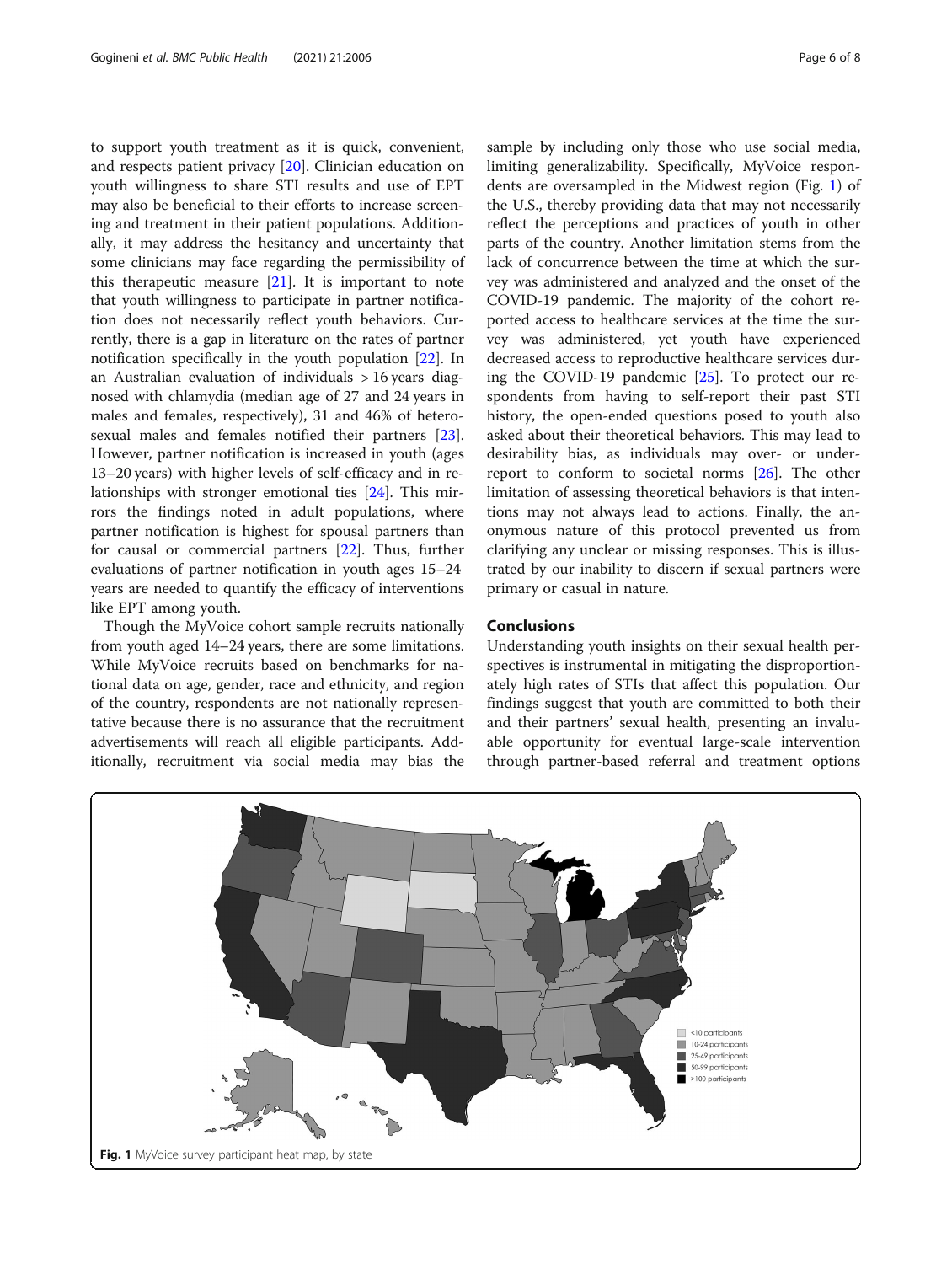to support youth treatment as it is quick, convenient, and respects patient privacy [20]. Clinician education on youth willingness to share STI results and use of EPT may also be beneficial to their efforts to increase screening and treatment in their patient populations. Additionally, it may address the hesitancy and uncertainty that some clinicians may face regarding the permissibility of this therapeutic measure [21]. It is important to note that youth willingness to participate in partner notification does not necessarily reflect youth behaviors. Currently, there is a gap in literature on the rates of partner notification specifically in the youth population [22]. In an Australian evaluation of individuals > 16 years diagnosed with chlamydia (median age of 27 and 24 years in males and females, respectively), 31 and 46% of heterosexual males and females notified their partners [23]. However, partner notification is increased in youth (ages 13–20 years) with higher levels of self-efficacy and in relationships with stronger emotional ties [24]. This mirrors the findings noted in adult populations, where partner notification is highest for spousal partners than for causal or commercial partners [22]. Thus, further evaluations of partner notification in youth ages 15–24 years are needed to quantify the efficacy of interventions like EPT among youth.

Though the MyVoice cohort sample recruits nationally from youth aged 14–24 years, there are some limitations. While MyVoice recruits based on benchmarks for national data on age, gender, race and ethnicity, and region of the country, respondents are not nationally representative because there is no assurance that the recruitment advertisements will reach all eligible participants. Additionally, recruitment via social media may bias the sample by including only those who use social media, limiting generalizability. Specifically, MyVoice respondents are oversampled in the Midwest region (Fig. 1) of the U.S., thereby providing data that may not necessarily reflect the perceptions and practices of youth in other parts of the country. Another limitation stems from the lack of concurrence between the time at which the survey was administered and analyzed and the onset of the COVID-19 pandemic. The majority of the cohort reported access to healthcare services at the time the survey was administered, yet youth have experienced decreased access to reproductive healthcare services during the COVID-19 pandemic [25]. To protect our respondents from having to self-report their past STI history, the open-ended questions posed to youth also asked about their theoretical behaviors. This may lead to desirability bias, as individuals may over- or under-report to conform to societal norms [26]. The other limitation of assessing theoretical behaviors is that intentions may not always lead to actions. Finally, the anonymous nature of this protocol prevented us from clarifying any unclear or missing responses. This is illustrated by our inability to discern if sexual partners were primary or casual in nature.

## Conclusions

Understanding youth insights on their sexual health perspectives is instrumental in mitigating the disproportionately high rates of STIs that affect this population. Our findings suggest that youth are committed to both their and their partners' sexual health, presenting an invaluable opportunity for eventual large-scale intervention through partner-based referral and treatment options

**Fig. 1** MyVoice survey participant heat map, by state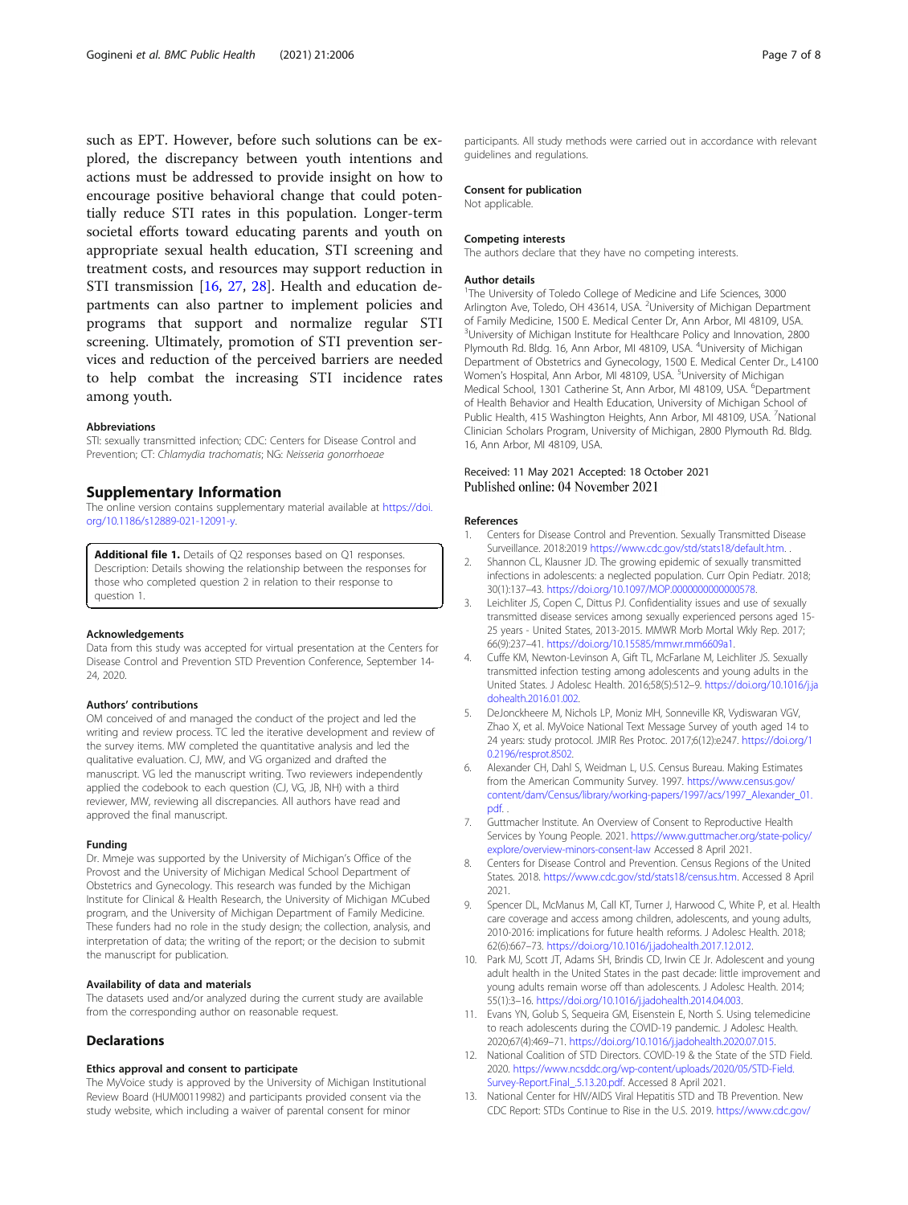such as EPT. However, before such solutions can be explored, the discrepancy between youth intentions and actions must be addressed to provide insight on how to encourage positive behavioral change that could potentially reduce STI rates in this population. Longer-term societal efforts toward educating parents and youth on appropriate sexual health education, STI screening and treatment costs, and resources may support reduction in STI transmission [16, 27, 28]. Health and education departments can also partner to implement policies and programs that support and normalize regular STI screening. Ultimately, promotion of STI prevention services and reduction of the perceived barriers are needed to help combat the increasing STI incidence rates among youth.

#### Abbreviations

STI: sexually transmitted infection; CDC: Centers for Disease Control and Prevention; CT: *Chlamydia trachomatis*; NG: *Neisseria gonorrhoeae*

## Supplementary Information

The online version contains supplementary material available at https://doi.org/10.1186/s12889-021-12091-y.

**Additional file 1.** Details of Q2 responses based on Q1 responses. Description: Details showing the relationship between the responses for those who completed question 2 in relation to their response to question 1.

#### Acknowledgements

Data from this study was accepted for virtual presentation at the Centers for Disease Control and Prevention STD Prevention Conference, September 14-24, 2020.

#### Authors' contributions

OM conceived of and managed the conduct of the project and led the writing and review process. TC led the iterative development and review of the survey items. MW completed the quantitative analysis and led the qualitative evaluation. CJ, MW, and VG organized and drafted the manuscript. VG led the manuscript writing. Two reviewers independently applied the codebook to each question (CJ, VG, JB, NH) with a third reviewer, MW, reviewing all discrepancies. All authors have read and approved the final manuscript.

#### Funding

Dr. Mmeje was supported by the University of Michigan's Office of the Provost and the University of Michigan Medical School Department of Obstetrics and Gynecology. This research was funded by the Michigan Institute for Clinical & Health Research, the University of Michigan MCubed program, and the University of Michigan Department of Family Medicine. These funders had no role in the study design; the collection, analysis, and interpretation of data; the writing of the report; or the decision to submit the manuscript for publication.

#### Availability of data and materials

The datasets used and/or analyzed during the current study are available from the corresponding author on reasonable request.

## Declarations

#### Ethics approval and consent to participate

The MyVoice study is approved by the University of Michigan Institutional Review Board (HUM00119982) and participants provided consent via the study website, which including a waiver of parental consent for minor participants. All study methods were carried out in accordance with relevant guidelines and regulations.

#### Consent for publication

Not applicable.

#### Competing interests

The authors declare that they have no competing interests.

#### Author details

[1]The University of Toledo College of Medicine and Life Sciences, 3000 Arlington Ave, Toledo, OH 43614, USA. [2]University of Michigan Department of Family Medicine, 1500 E. Medical Center Dr, Ann Arbor, MI 48109, USA. [3]University of Michigan Institute for Healthcare Policy and Innovation, 2800 Plymouth Rd. Bldg. 16, Ann Arbor, MI 48109, USA. [4]University of Michigan Department of Obstetrics and Gynecology, 1500 E. Medical Center Dr., L4100 Women's Hospital, Ann Arbor, MI 48109, USA. [5]University of Michigan Medical School, 1301 Catherine St, Ann Arbor, MI 48109, USA. [6]Department of Health Behavior and Health Education, University of Michigan School of Public Health, 415 Washington Heights, Ann Arbor, MI 48109, USA. [7]National Clinician Scholars Program, University of Michigan, 2800 Plymouth Rd. Bldg. 16, Ann Arbor, MI 48109, USA.

Received: 11 May 2021 Accepted: 18 October 2021
Published online: 04 November 2021

#### References

1. Centers for Disease Control and Prevention. Sexually Transmitted Disease Surveillance. 2018:2019 https://www.cdc.gov/std/stats18/default.htm. .
2. Shannon CL, Klausner JD. The growing epidemic of sexually transmitted infections in adolescents: a neglected population. Curr Opin Pediatr. 2018; 30(1):137–43. https://doi.org/10.1097/MOP.0000000000000578.
3. Leichliter JS, Copen C, Dittus PJ. Confidentiality issues and use of sexually transmitted disease services among sexually experienced persons aged 15-25 years - United States, 2013-2015. MMWR Morb Mortal Wkly Rep. 2017; 66(9):237–41. https://doi.org/10.15585/mmwr.mm6609a1.
4. Cuffe KM, Newton-Levinson A, Gift TL, McFarlane M, Leichliter JS. Sexually transmitted infection testing among adolescents and young adults in the United States. J Adolesc Health. 2016;58(5):512–9. https://doi.org/10.1016/j.jadohealth.2016.01.002.
5. DeJonckheere M, Nichols LP, Moniz MH, Sonneville KR, Vydiswaran VGV, Zhao X, et al. MyVoice National Text Message Survey of youth aged 14 to 24 years: study protocol. JMIR Res Protoc. 2017;6(12):e247. https://doi.org/10.2196/resprot.8502.
6. Alexander CH, Dahl S, Weidman L, U.S. Census Bureau. Making Estimates from the American Community Survey. 1997. https://www.census.gov/content/dam/Census/library/working-papers/1997/acs/1997_Alexander_01.pdf. .
7. Guttmacher Institute. An Overview of Consent to Reproductive Health Services by Young People. 2021. https://www.guttmacher.org/state-policy/explore/overview-minors-consent-law Accessed 8 April 2021.
8. Centers for Disease Control and Prevention. Census Regions of the United States. 2018. https://www.cdc.gov/std/stats18/census.htm. Accessed 8 April 2021.
9. Spencer DL, McManus M, Call KT, Turner J, Harwood C, White P, et al. Health care coverage and access among children, adolescents, and young adults, 2010-2016: implications for future health reforms. J Adolesc Health. 2018; 62(6):667–73. https://doi.org/10.1016/j.jadohealth.2017.12.012.
10. Park MJ, Scott JT, Adams SH, Brindis CD, Irwin CE Jr. Adolescent and young adult health in the United States in the past decade: little improvement and young adults remain worse off than adolescents. J Adolesc Health. 2014; 55(1):3–16. https://doi.org/10.1016/j.jadohealth.2014.04.003.
11. Evans YN, Golub S, Sequeira GM, Eisenstein E, North S. Using telemedicine to reach adolescents during the COVID-19 pandemic. J Adolesc Health. 2020;67(4):469–71. https://doi.org/10.1016/j.jadohealth.2020.07.015.
12. National Coalition of STD Directors. COVID-19 & the State of the STD Field. 2020. https://www.ncsddc.org/wp-content/uploads/2020/05/STD-Field.Survey-Report.Final_.5.13.20.pdf. Accessed 8 April 2021.
13. National Center for HIV/AIDS Viral Hepatitis STD and TB Prevention. New CDC Report: STDs Continue to Rise in the U.S. 2019. https://www.cdc.gov/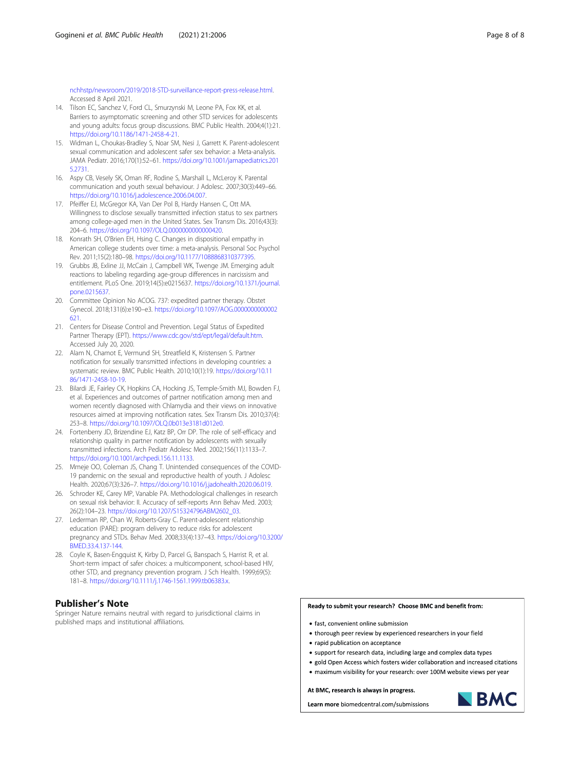nchhstp/newsroom/2019/2018-STD-surveillance-report-press-release.html. Accessed 8 April 2021.

14. Tilson EC, Sanchez V, Ford CL, Smurzynski M, Leone PA, Fox KK, et al. Barriers to asymptomatic screening and other STD services for adolescents and young adults: focus group discussions. BMC Public Health. 2004;4(1):21. https://doi.org/10.1186/1471-2458-4-21.
15. Widman L, Choukas-Bradley S, Noar SM, Nesi J, Garrett K. Parent-adolescent sexual communication and adolescent safer sex behavior: a Meta-analysis. JAMA Pediatr. 2016;170(1):52–61. https://doi.org/10.1001/jamapediatrics.2015.2731.
16. Aspy CB, Vesely SK, Oman RF, Rodine S, Marshall L, McLeroy K. Parental communication and youth sexual behaviour. J Adolesc. 2007;30(3):449–66. https://doi.org/10.1016/j.adolescence.2006.04.007.
17. Pfeiffer EJ, McGregor KA, Van Der Pol B, Hardy Hansen C, Ott MA. Willingness to disclose sexually transmitted infection status to sex partners among college-aged men in the United States. Sex Transm Dis. 2016;43(3):204–6. https://doi.org/10.1097/OLQ.0000000000000420.
18. Konrath SH, O'Brien EH, Hsing C. Changes in dispositional empathy in American college students over time: a meta-analysis. Personal Soc Psychol Rev. 2011;15(2):180–98. https://doi.org/10.1177/1088868310377395.
19. Grubbs JB, Exline JJ, McCain J, Campbell WK, Twenge JM. Emerging adult reactions to labeling regarding age-group differences in narcissism and entitlement. PLoS One. 2019;14(5):e0215637. https://doi.org/10.1371/journal.pone.0215637.
20. Committee Opinion No ACOG. 737: expedited partner therapy. Obstet Gynecol. 2018;131(6):e190–e3. https://doi.org/10.1097/AOG.0000000000002621.
21. Centers for Disease Control and Prevention. Legal Status of Expedited Partner Therapy (EPT). https://www.cdc.gov/std/ept/legal/default.htm. Accessed July 20, 2020.
22. Alam N, Chamot E, Vermund SH, Streatfield K, Kristensen S. Partner notification for sexually transmitted infections in developing countries: a systematic review. BMC Public Health. 2010;10(1):19. https://doi.org/10.1186/1471-2458-10-19.
23. Bilardi JE, Fairley CK, Hopkins CA, Hocking JS, Temple-Smith MJ, Bowden FJ, et al. Experiences and outcomes of partner notification among men and women recently diagnosed with Chlamydia and their views on innovative resources aimed at improving notification rates. Sex Transm Dis. 2010;37(4):253–8. https://doi.org/10.1097/OLQ.0b013e3181d012e0.
24. Fortenberry JD, Brizendine EJ, Katz BP, Orr DP. The role of self-efficacy and relationship quality in partner notification by adolescents with sexually transmitted infections. Arch Pediatr Adolesc Med. 2002;156(11):1133–7. https://doi.org/10.1001/archpedi.156.11.1133.
25. Mmeje OO, Coleman JS, Chang T. Unintended consequences of the COVID-19 pandemic on the sexual and reproductive health of youth. J Adolesc Health. 2020;67(3):326–7. https://doi.org/10.1016/j.jadohealth.2020.06.019.
26. Schroder KE, Carey MP, Vanable PA. Methodological challenges in research on sexual risk behavior: II. Accuracy of self-reports Ann Behav Med. 2003;26(2):104–23. https://doi.org/10.1207/S15324796ABM2602_03.
27. Lederman RP, Chan W, Roberts-Gray C. Parent-adolescent relationship education (PARE): program delivery to reduce risks for adolescent pregnancy and STDs. Behav Med. 2008;33(4):137–43. https://doi.org/10.3200/BMED.33.4.137-144.
28. Coyle K, Basen-Engquist K, Kirby D, Parcel G, Banspach S, Harrist R, et al. Short-term impact of safer choices: a multicomponent, school-based HIV, other STD, and pregnancy prevention program. J Sch Health. 1999;69(5):181–8. https://doi.org/10.1111/j.1746-1561.1999.tb06383.x.

## Publisher's Note

Springer Nature remains neutral with regard to jurisdictional claims in published maps and institutional affiliations.

**Ready to submit your research? Choose BMC and benefit from:**

- fast, convenient online submission
- thorough peer review by experienced researchers in your field
- rapid publication on acceptance
- support for research data, including large and complex data types
- gold Open Access which fosters wider collaboration and increased citations
- maximum visibility for your research: over 100M website views per year

**At BMC, research is always in progress.**

**Learn more** biomedcentral.com/submissions

BMC